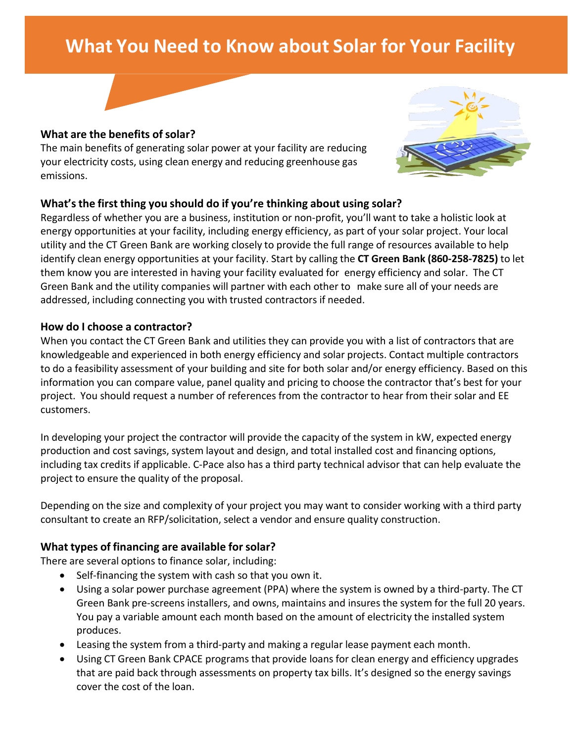# What You Need to Know about Solar for Your Facility

### What are the benefits of solar?

The main benefits of generating solar power at your facility are reducing your electricity costs, using clean energy and reducing greenhouse gas emissions.

### What's the first thing you should do if you're thinking about using solar?

Regardless of whether you are a business, institution or non-profit, you'll want to take a holistic look at energy opportunities at your facility, including energy efficiency, as part of your solar project. Your local utility and the CT Green Bank are working closely to provide the full range of resources available to help identify clean energy opportunities at your facility. Start by calling the **CT Green Bank (860-258-7825)** to let them know you are interested in having your facility evaluated for energy efficiency and solar. The CT Green Bank and the utility companies will partner with each other to make sure all of your needs are addressed, including connecting you with trusted contractors if needed.

### How do I choose a contractor?

When you contact the CT Green Bank and utilities they can provide you with a list of contractors that are knowledgeable and experienced in both energy efficiency and solar projects. Contact multiple contractors to do a feasibility assessment of your building and site for both solar and/or energy efficiency. Based on this information you can compare value, panel quality and pricing to choose the contractor that's best for your project. You should request a number of references from the contractor to hear from their solar and EE customers.

In developing your project the contractor will provide the capacity of the system in kW, expected energy production and cost savings, system layout and design, and total installed cost and financing options, including tax credits if applicable. C-Pace also has a third party technical advisor that can help evaluate the project to ensure the quality of the proposal.

Depending on the size and complexity of your project you may want to consider working with a third party consultant to create an RFP/solicitation, select a vendor and ensure quality construction.

### What types of financing are available for solar?

There are several options to finance solar, including:

- Self-financing the system with cash so that you own it.
- Using a solar power purchase agreement (PPA) where the system is owned by a third-party. The CT Green Bank pre-screens installers, and owns, maintains and insures the system for the full 20 years. You pay a variable amount each month based on the amount of electricity the installed system produces.
- Leasing the system from a third-party and making a regular lease payment each month.
- Using CT Green Bank CPACE programs that provide loans for clean energy and efficiency upgrades that are paid back through assessments on property tax bills. It's designed so the energy savings cover the cost of the loan.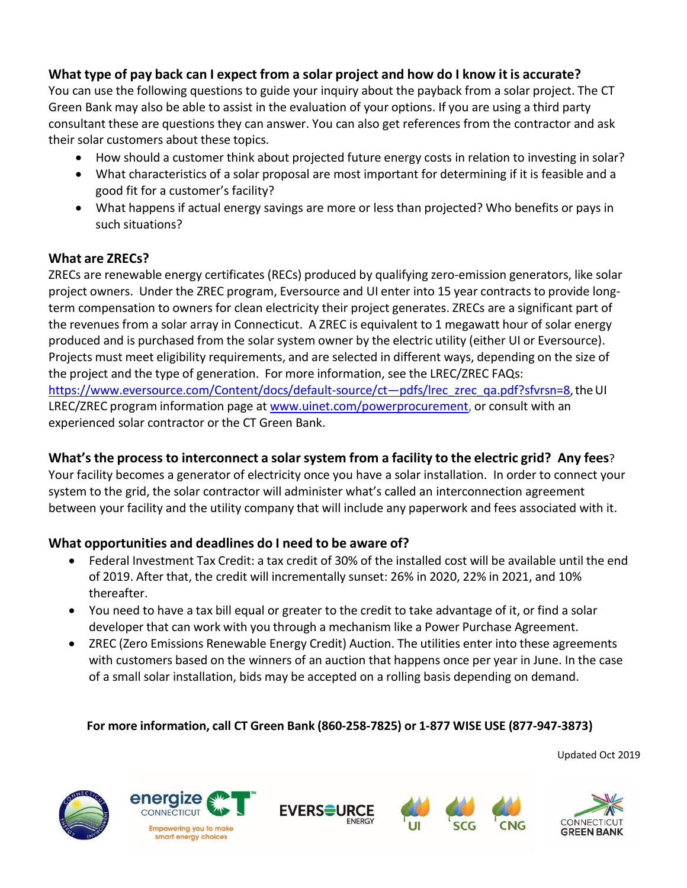### What type of pay back can I expect from a solar project and how do I know it is accurate?

You can use the following questions to guide your inquiry about the payback from a solar project. The CT Green Bank may also be able to assist in the evaluation of your options. If you are using a third party consultant these are questions they can answer. You can also get references from the contractor and ask their solar customers about these topics.

- How should a customer think about projected future energy costs in relation to investing in solar?
- What characteristics of a solar proposal are most important for determining if it is feasible and a good fit for a customer's facility?
- What happens if actual energy savings are more or less than projected? Who benefits or pays in such situations?

### What are ZRECs?

ZRECs are renewable energy certificates (RECs) produced by qualifying zero-emission generators, like solar project owners. Under the ZREC program, Eversource and UI enter into 15 year contracts to provide long-term compensation to owners for clean electricity their project generates. ZRECs are a significant part of the revenues from a solar array in Connecticut. A ZREC is equivalent to 1 megawatt hour of solar energy produced and is purchased from the solar system owner by the electric utility (either UI or Eversource). Projects must meet eligibility requirements, and are selected in different ways, depending on the size of the project and the type of generation. For more information, see the LREC/ZREC FAQs: https://www.eversource.com/Content/docs/default-source/ct—pdfs/lrec_zrec_qa.pdf?sfvrsn=8, the UI LREC/ZREC program information page at www.uinet.com/powerprocurement, or consult with an experienced solar contractor or the CT Green Bank.

### What's the process to interconnect a solar system from a facility to the electric grid? Any fees?

Your facility becomes a generator of electricity once you have a solar installation. In order to connect your system to the grid, the solar contractor will administer what's called an interconnection agreement between your facility and the utility company that will include any paperwork and fees associated with it.

### What opportunities and deadlines do I need to be aware of?

- Federal Investment Tax Credit: a tax credit of 30% of the installed cost will be available until the end of 2019. After that, the credit will incrementally sunset: 26% in 2020, 22% in 2021, and 10% thereafter.
- You need to have a tax bill equal or greater to the credit to take advantage of it, or find a solar developer that can work with you through a mechanism like a Power Purchase Agreement.
- ZREC (Zero Emissions Renewable Energy Credit) Auction. The utilities enter into these agreements with customers based on the winners of an auction that happens once per year in June. In the case of a small solar installation, bids may be accepted on a rolling basis depending on demand.

**For more information, call CT Green Bank (860-258-7825) or 1-877 WISE USE (877-947-3873)**

Updated Oct 2019